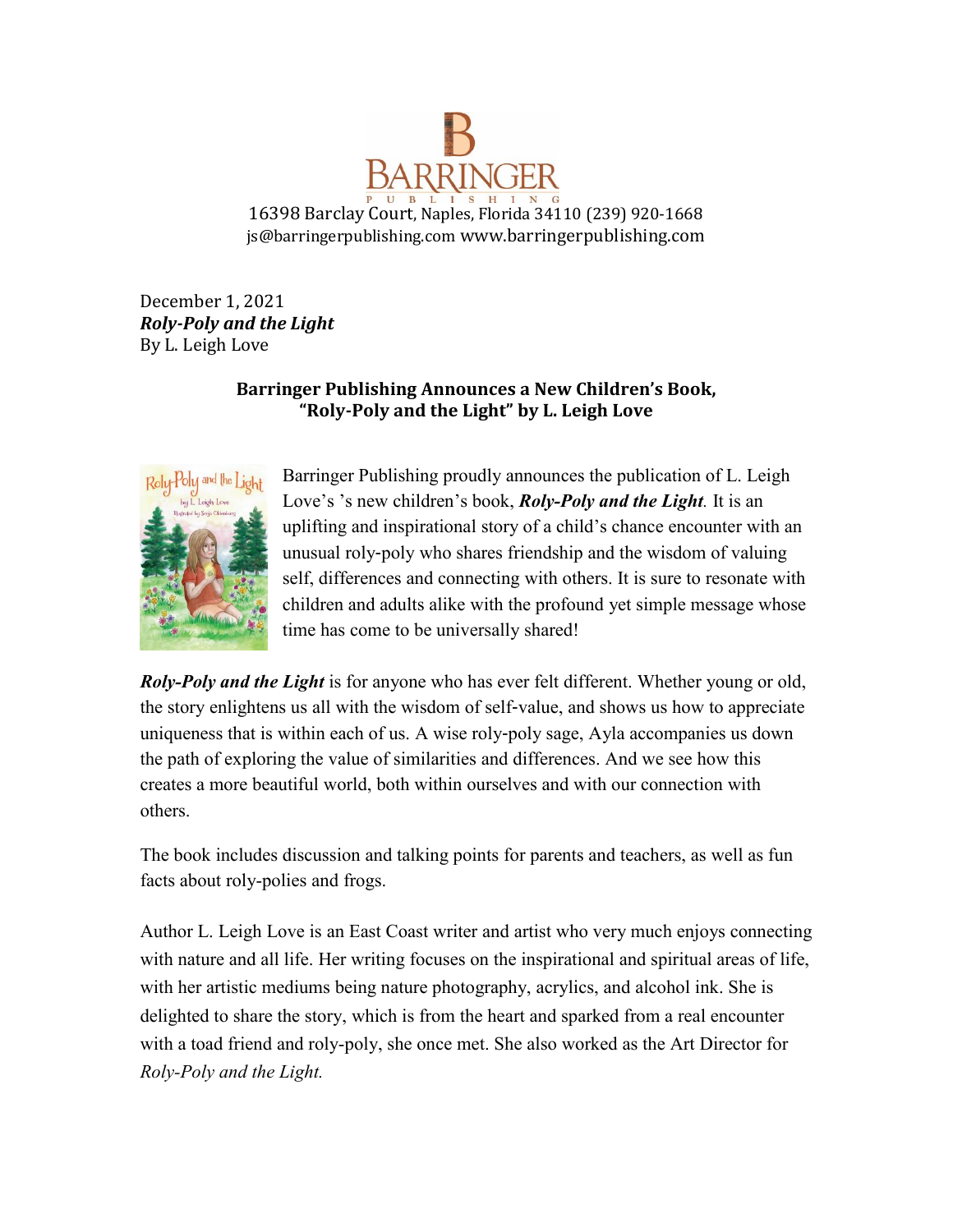# BARRINGER PUBLISHING

16398 Barclay Court, Naples, Florida 34110 (239) 920-1668
js@barringerpublishing.com www.barringerpublishing.com

December 1, 2021
***Roly-Poly and the Light***
By L. Leigh Love

**Barringer Publishing Announces a New Children's Book, "Roly-Poly and the Light" by L. Leigh Love**

Barringer Publishing proudly announces the publication of L. Leigh Love's 's new children's book, ***Roly-Poly and the Light***. It is an uplifting and inspirational story of a child's chance encounter with an unusual roly-poly who shares friendship and the wisdom of valuing self, differences and connecting with others. It is sure to resonate with children and adults alike with the profound yet simple message whose time has come to be universally shared!

***Roly-Poly and the Light*** is for anyone who has ever felt different. Whether young or old, the story enlightens us all with the wisdom of self-value, and shows us how to appreciate uniqueness that is within each of us. A wise roly-poly sage, Ayla accompanies us down the path of exploring the value of similarities and differences. And we see how this creates a more beautiful world, both within ourselves and with our connection with others.

The book includes discussion and talking points for parents and teachers, as well as fun facts about roly-polies and frogs.

Author L. Leigh Love is an East Coast writer and artist who very much enjoys connecting with nature and all life. Her writing focuses on the inspirational and spiritual areas of life, with her artistic mediums being nature photography, acrylics, and alcohol ink. She is delighted to share the story, which is from the heart and sparked from a real encounter with a toad friend and roly-poly, she once met. She also worked as the Art Director for *Roly-Poly and the Light.*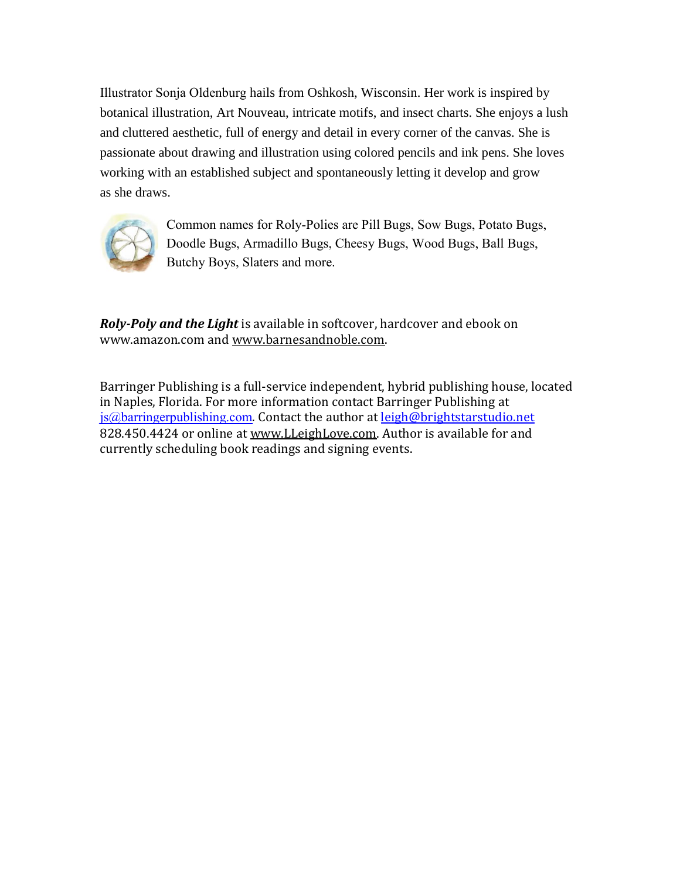Illustrator Sonja Oldenburg hails from Oshkosh, Wisconsin. Her work is inspired by botanical illustration, Art Nouveau, intricate motifs, and insect charts. She enjoys a lush and cluttered aesthetic, full of energy and detail in every corner of the canvas. She is passionate about drawing and illustration using colored pencils and ink pens. She loves working with an established subject and spontaneously letting it develop and grow as she draws.

Common names for Roly-Polies are Pill Bugs, Sow Bugs, Potato Bugs, Doodle Bugs, Armadillo Bugs, Cheesy Bugs, Wood Bugs, Ball Bugs, Butchy Boys, Slaters and more.

***Roly-Poly and the Light*** is available in softcover, hardcover and ebook on www.amazon.com and www.barnesandnoble.com.

Barringer Publishing is a full-service independent, hybrid publishing house, located in Naples, Florida. For more information contact Barringer Publishing at js@barringerpublishing.com. Contact the author at leigh@brightstarstudio.net 828.450.4424 or online at www.LLeighLove.com. Author is available for and currently scheduling book readings and signing events.